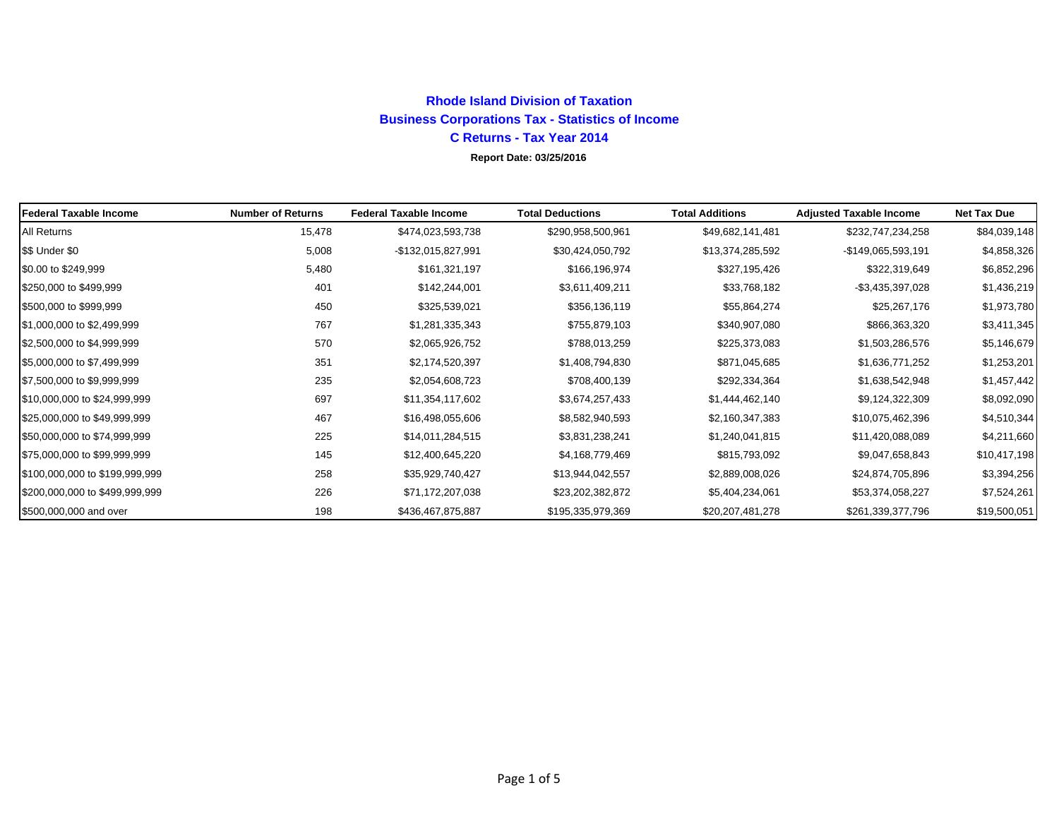**Rhode Island Division of Taxation**

**Business Corporations Tax - Statistics of Income**

**C Returns - Tax Year 2014**

**Report Date: 03/25/2016**

| Federal Taxable Income | Number of Returns | Federal Taxable Income | Total Deductions | Total Additions | Adjusted Taxable Income | Net Tax Due |
|---|---|---|---|---|---|---|
| All Returns | 15,478 | $474,023,593,738 | $290,958,500,961 | $49,682,141,481 | $232,747,234,258 | $84,039,148 |
| $$ Under $0 | 5,008 | -$132,015,827,991 | $30,424,050,792 | $13,374,285,592 | -$149,065,593,191 | $4,858,326 |
| $0.00 to $249,999 | 5,480 | $161,321,197 | $166,196,974 | $327,195,426 | $322,319,649 | $6,852,296 |
| $250,000 to $499,999 | 401 | $142,244,001 | $3,611,409,211 | $33,768,182 | -$3,435,397,028 | $1,436,219 |
| $500,000 to $999,999 | 450 | $325,539,021 | $356,136,119 | $55,864,274 | $25,267,176 | $1,973,780 |
| $1,000,000 to $2,499,999 | 767 | $1,281,335,343 | $755,879,103 | $340,907,080 | $866,363,320 | $3,411,345 |
| $2,500,000 to $4,999,999 | 570 | $2,065,926,752 | $788,013,259 | $225,373,083 | $1,503,286,576 | $5,146,679 |
| $5,000,000 to $7,499,999 | 351 | $2,174,520,397 | $1,408,794,830 | $871,045,685 | $1,636,771,252 | $1,253,201 |
| $7,500,000 to $9,999,999 | 235 | $2,054,608,723 | $708,400,139 | $292,334,364 | $1,638,542,948 | $1,457,442 |
| $10,000,000 to $24,999,999 | 697 | $11,354,117,602 | $3,674,257,433 | $1,444,462,140 | $9,124,322,309 | $8,092,090 |
| $25,000,000 to $49,999,999 | 467 | $16,498,055,606 | $8,582,940,593 | $2,160,347,383 | $10,075,462,396 | $4,510,344 |
| $50,000,000 to $74,999,999 | 225 | $14,011,284,515 | $3,831,238,241 | $1,240,041,815 | $11,420,088,089 | $4,211,660 |
| $75,000,000 to $99,999,999 | 145 | $12,400,645,220 | $4,168,779,469 | $815,793,092 | $9,047,658,843 | $10,417,198 |
| $100,000,000 to $199,999,999 | 258 | $35,929,740,427 | $13,944,042,557 | $2,889,008,026 | $24,874,705,896 | $3,394,256 |
| $200,000,000 to $499,999,999 | 226 | $71,172,207,038 | $23,202,382,872 | $5,404,234,061 | $53,374,058,227 | $7,524,261 |
| $500,000,000 and over | 198 | $436,467,875,887 | $195,335,979,369 | $20,207,481,278 | $261,339,377,796 | $19,500,051 |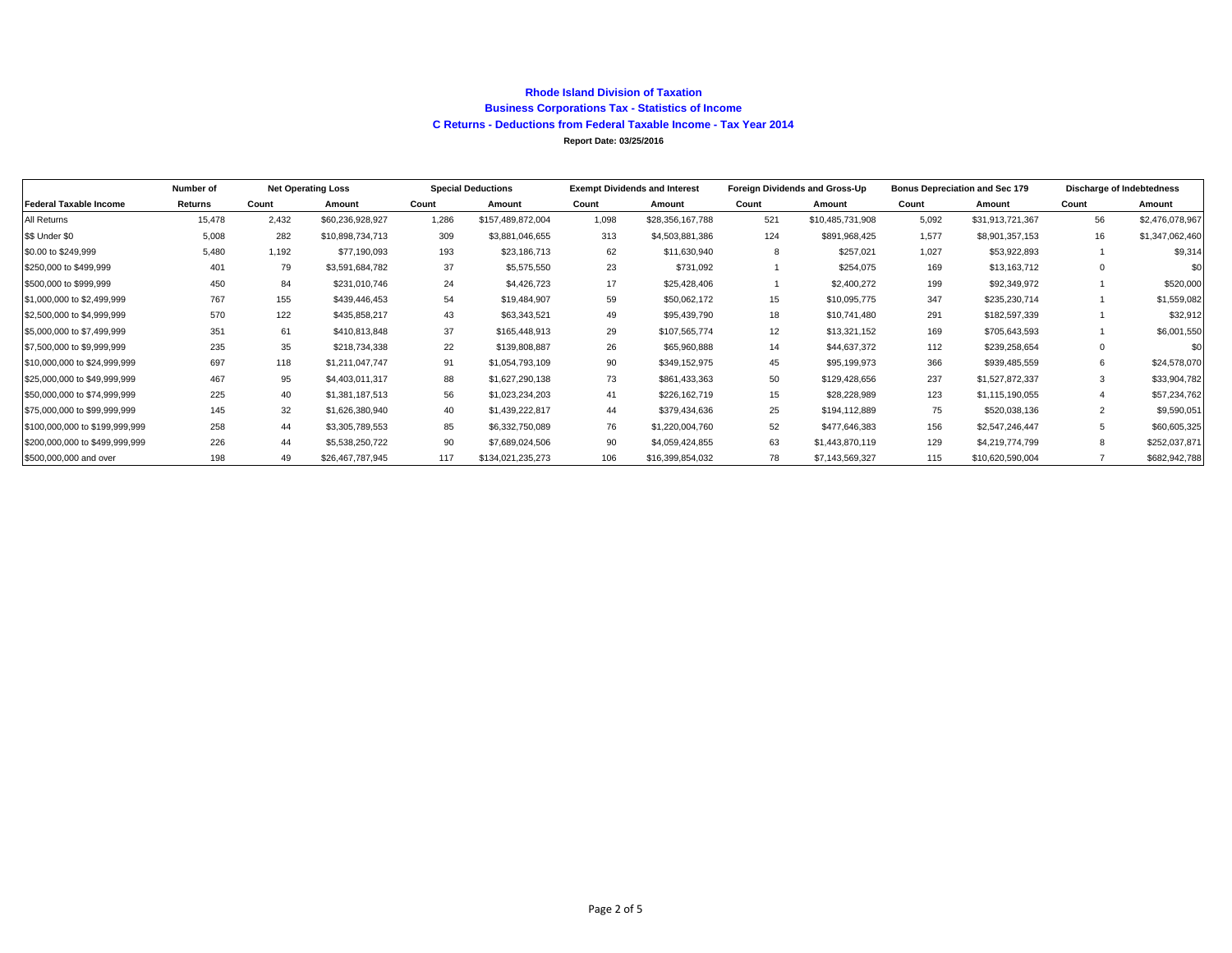**Rhode Island Division of Taxation**

**Business Corporations Tax - Statistics of Income**

**C Returns - Deductions from Federal Taxable Income - Tax Year 2014**

**Report Date: 03/25/2016**

| | Number of | Net Operating Loss | | Special Deductions | | Exempt Dividends and Interest | | Foreign Dividends and Gross-Up | | Bonus Depreciation and Sec 179 | | Discharge of Indebtedness | |
|---|---|---|---|---|---|---|---|---|---|---|---|---|---|
| **Federal Taxable Income** | **Returns** | **Count** | **Amount** | **Count** | **Amount** | **Count** | **Amount** | **Count** | **Amount** | **Count** | **Amount** | **Count** | **Amount** |
| All Returns | 15,478 | 2,432 | $60,236,928,927 | 1,286 | $157,489,872,004 | 1,098 | $28,356,167,788 | 521 | $10,485,731,908 | 5,092 | $31,913,721,367 | 56 | $2,476,078,967 |
| $$ Under $0 | 5,008 | 282 | $10,898,734,713 | 309 | $3,881,046,655 | 313 | $4,503,881,386 | 124 | $891,968,425 | 1,577 | $8,901,357,153 | 16 | $1,347,062,460 |
| $0.00 to $249,999 | 5,480 | 1,192 | $77,190,093 | 193 | $23,186,713 | 62 | $11,630,940 | 8 | $257,021 | 1,027 | $53,922,893 | 1 | $9,314 |
| $250,000 to $499,999 | 401 | 79 | $3,591,684,782 | 37 | $5,575,550 | 23 | $731,092 | 1 | $254,075 | 169 | $13,163,712 | 0 | $0 |
| $500,000 to $999,999 | 450 | 84 | $231,010,746 | 24 | $4,426,723 | 17 | $25,428,406 | 1 | $2,400,272 | 199 | $92,349,972 | 1 | $520,000 |
| $1,000,000 to $2,499,999 | 767 | 155 | $439,446,453 | 54 | $19,484,907 | 59 | $50,062,172 | 15 | $10,095,775 | 347 | $235,230,714 | 1 | $1,559,082 |
| $2,500,000 to $4,999,999 | 570 | 122 | $435,858,217 | 43 | $63,343,521 | 49 | $95,439,790 | 18 | $10,741,480 | 291 | $182,597,339 | 1 | $32,912 |
| $5,000,000 to $7,499,999 | 351 | 61 | $410,813,848 | 37 | $165,448,913 | 29 | $107,565,774 | 12 | $13,321,152 | 169 | $705,643,593 | 1 | $6,001,550 |
| $7,500,000 to $9,999,999 | 235 | 35 | $218,734,338 | 22 | $139,808,887 | 26 | $65,960,888 | 14 | $44,637,372 | 112 | $239,258,654 | 0 | $0 |
| $10,000,000 to $24,999,999 | 697 | 118 | $1,211,047,747 | 91 | $1,054,793,109 | 90 | $349,152,975 | 45 | $95,199,973 | 366 | $939,485,559 | 6 | $24,578,070 |
| $25,000,000 to $49,999,999 | 467 | 95 | $4,403,011,317 | 88 | $1,627,290,138 | 73 | $861,433,363 | 50 | $129,428,656 | 237 | $1,527,872,337 | 3 | $33,904,782 |
| $50,000,000 to $74,999,999 | 225 | 40 | $1,381,187,513 | 56 | $1,023,234,203 | 41 | $226,162,719 | 15 | $28,228,989 | 123 | $1,115,190,055 | 4 | $57,234,762 |
| $75,000,000 to $99,999,999 | 145 | 32 | $1,626,380,940 | 40 | $1,439,222,817 | 44 | $379,434,636 | 25 | $194,112,889 | 75 | $520,038,136 | 2 | $9,590,051 |
| $100,000,000 to $199,999,999 | 258 | 44 | $3,305,789,553 | 85 | $6,332,750,089 | 76 | $1,220,004,760 | 52 | $477,646,383 | 156 | $2,547,246,447 | 5 | $60,605,325 |
| $200,000,000 to $499,999,999 | 226 | 44 | $5,538,250,722 | 90 | $7,689,024,506 | 90 | $4,059,424,855 | 63 | $1,443,870,119 | 129 | $4,219,774,799 | 8 | $252,037,871 |
| $500,000,000 and over | 198 | 49 | $26,467,787,945 | 117 | $134,021,235,273 | 106 | $16,399,854,032 | 78 | $7,143,569,327 | 115 | $10,620,590,004 | 7 | $682,942,788 |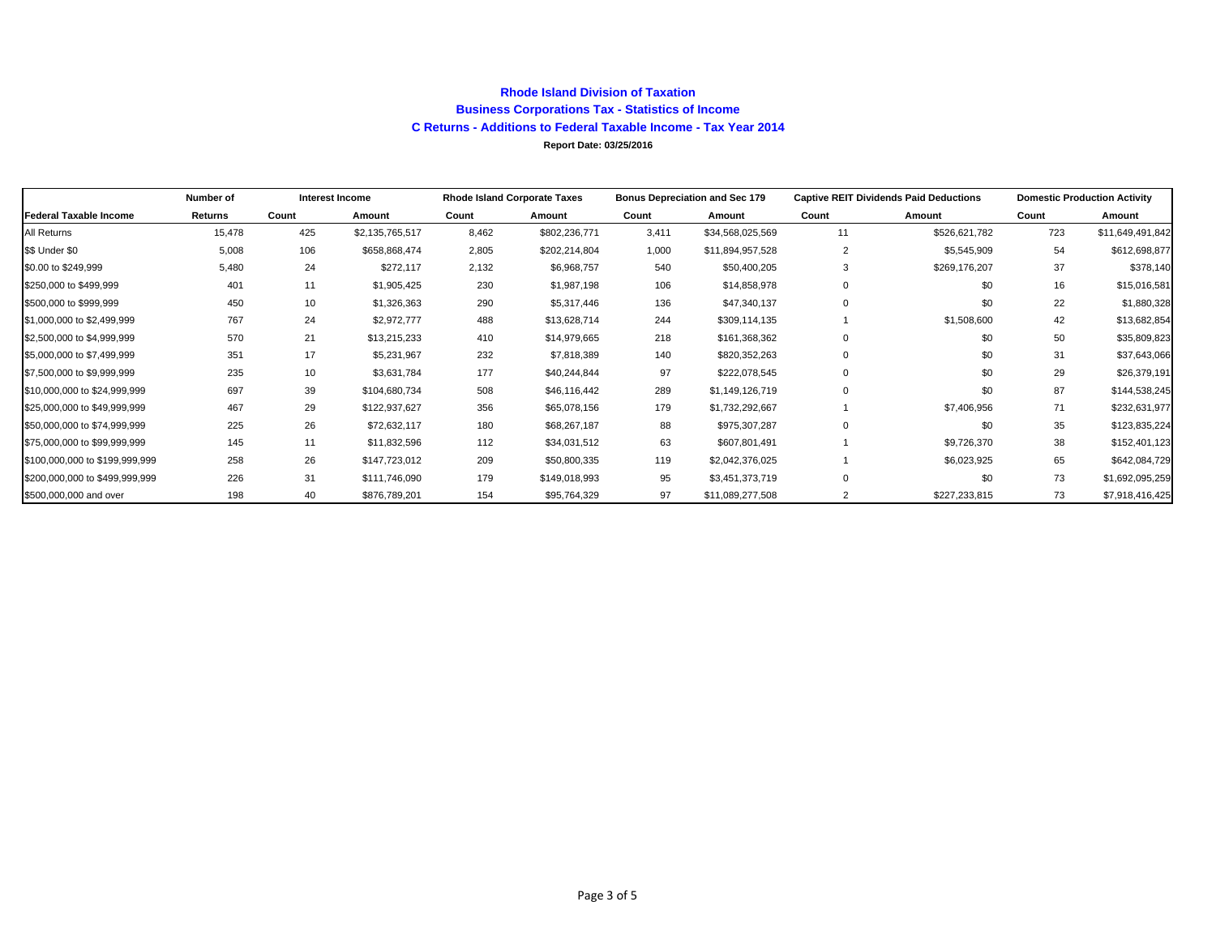**Rhode Island Division of Taxation**

**Business Corporations Tax - Statistics of Income**

**C Returns - Additions to Federal Taxable Income - Tax Year 2014**

**Report Date: 03/25/2016**

| | Number of | Interest Income | | Rhode Island Corporate Taxes | | Bonus Depreciation and Sec 179 | | Captive REIT Dividends Paid Deductions | | Domestic Production Activity | |
|---|---|---|---|---|---|---|---|---|---|---|---|
| **Federal Taxable Income** | **Returns** | **Count** | **Amount** | **Count** | **Amount** | **Count** | **Amount** | **Count** | **Amount** | **Count** | **Amount** |
| All Returns | 15,478 | 425 | $2,135,765,517 | 8,462 | $802,236,771 | 3,411 | $34,568,025,569 | 11 | $526,621,782 | 723 | $11,649,491,842 |
| $$ Under $0 | 5,008 | 106 | $658,868,474 | 2,805 | $202,214,804 | 1,000 | $11,894,957,528 | 2 | $5,545,909 | 54 | $612,698,877 |
| $0.00 to $249,999 | 5,480 | 24 | $272,117 | 2,132 | $6,968,757 | 540 | $50,400,205 | 3 | $269,176,207 | 37 | $378,140 |
| $250,000 to $499,999 | 401 | 11 | $1,905,425 | 230 | $1,987,198 | 106 | $14,858,978 | 0 | $0 | 16 | $15,016,581 |
| $500,000 to $999,999 | 450 | 10 | $1,326,363 | 290 | $5,317,446 | 136 | $47,340,137 | 0 | $0 | 22 | $1,880,328 |
| $1,000,000 to $2,499,999 | 767 | 24 | $2,972,777 | 488 | $13,628,714 | 244 | $309,114,135 | 1 | $1,508,600 | 42 | $13,682,854 |
| $2,500,000 to $4,999,999 | 570 | 21 | $13,215,233 | 410 | $14,979,665 | 218 | $161,368,362 | 0 | $0 | 50 | $35,809,823 |
| $5,000,000 to $7,499,999 | 351 | 17 | $5,231,967 | 232 | $7,818,389 | 140 | $820,352,263 | 0 | $0 | 31 | $37,643,066 |
| $7,500,000 to $9,999,999 | 235 | 10 | $3,631,784 | 177 | $40,244,844 | 97 | $222,078,545 | 0 | $0 | 29 | $26,379,191 |
| $10,000,000 to $24,999,999 | 697 | 39 | $104,680,734 | 508 | $46,116,442 | 289 | $1,149,126,719 | 0 | $0 | 87 | $144,538,245 |
| $25,000,000 to $49,999,999 | 467 | 29 | $122,937,627 | 356 | $65,078,156 | 179 | $1,732,292,667 | 1 | $7,406,956 | 71 | $232,631,977 |
| $50,000,000 to $74,999,999 | 225 | 26 | $72,632,117 | 180 | $68,267,187 | 88 | $975,307,287 | 0 | $0 | 35 | $123,835,224 |
| $75,000,000 to $99,999,999 | 145 | 11 | $11,832,596 | 112 | $34,031,512 | 63 | $607,801,491 | 1 | $9,726,370 | 38 | $152,401,123 |
| $100,000,000 to $199,999,999 | 258 | 26 | $147,723,012 | 209 | $50,800,335 | 119 | $2,042,376,025 | 1 | $6,023,925 | 65 | $642,084,729 |
| $200,000,000 to $499,999,999 | 226 | 31 | $111,746,090 | 179 | $149,018,993 | 95 | $3,451,373,719 | 0 | $0 | 73 | $1,692,095,259 |
| $500,000,000 and over | 198 | 40 | $876,789,201 | 154 | $95,764,329 | 97 | $11,089,277,508 | 2 | $227,233,815 | 73 | $7,918,416,425 |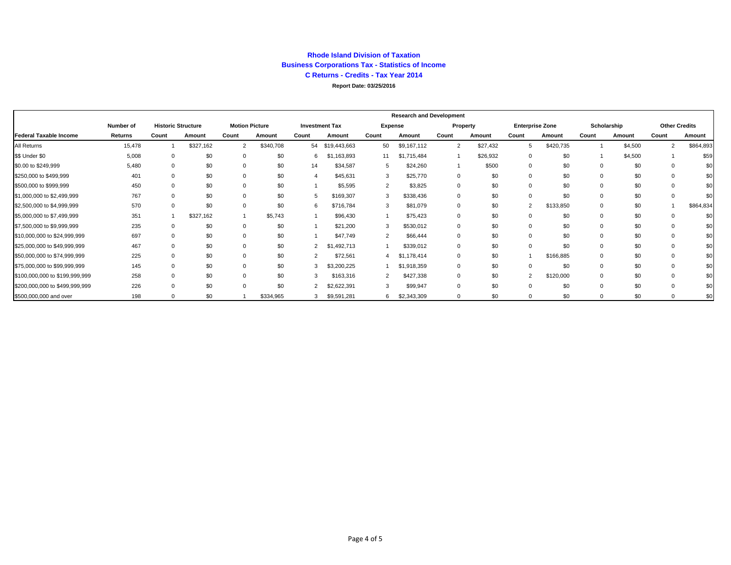**Rhode Island Division of Taxation**

**Business Corporations Tax - Statistics of Income**

**C Returns - Credits - Tax Year 2014**

**Report Date: 03/25/2016**

| | | | | | | | | Research and Development | | | | | | | | | |
|---|---|---|---|---|---|---|---|---|---|---|---|---|---|---|---|---|---|
| | Number of | Historic Structure | | Motion Picture | | Investment Tax | | Expense | | Property | | Enterprise Zone | | Scholarship | | Other Credits | |
| Federal Taxable Income | Returns | Count | Amount | Count | Amount | Count | Amount | Count | Amount | Count | Amount | Count | Amount | Count | Amount | Count | Amount |
| All Returns | 15,478 | 1 | $327,162 | 2 | $340,708 | 54 | $19,443,663 | 50 | $9,167,112 | 2 | $27,432 | 5 | $420,735 | 1 | $4,500 | 2 | $864,893 |
| $$ Under $0 | 5,008 | 0 | $0 | 0 | $0 | 6 | $1,163,893 | 11 | $1,715,484 | 1 | $26,932 | 0 | $0 | 1 | $4,500 | 1 | $59 |
| $0.00 to $249,999 | 5,480 | 0 | $0 | 0 | $0 | 14 | $34,587 | 5 | $24,260 | 1 | $500 | 0 | $0 | 0 | $0 | 0 | $0 |
| $250,000 to $499,999 | 401 | 0 | $0 | 0 | $0 | 4 | $45,631 | 3 | $25,770 | 0 | $0 | 0 | $0 | 0 | $0 | 0 | $0 |
| $500,000 to $999,999 | 450 | 0 | $0 | 0 | $0 | 1 | $5,595 | 2 | $3,825 | 0 | $0 | 0 | $0 | 0 | $0 | 0 | $0 |
| $1,000,000 to $2,499,999 | 767 | 0 | $0 | 0 | $0 | 5 | $169,307 | 3 | $338,436 | 0 | $0 | 0 | $0 | 0 | $0 | 0 | $0 |
| $2,500,000 to $4,999,999 | 570 | 0 | $0 | 0 | $0 | 6 | $716,784 | 3 | $81,079 | 0 | $0 | 2 | $133,850 | 0 | $0 | 1 | $864,834 |
| $5,000,000 to $7,499,999 | 351 | 1 | $327,162 | 1 | $5,743 | 1 | $96,430 | 1 | $75,423 | 0 | $0 | 0 | $0 | 0 | $0 | 0 | $0 |
| $7,500,000 to $9,999,999 | 235 | 0 | $0 | 0 | $0 | 1 | $21,200 | 3 | $530,012 | 0 | $0 | 0 | $0 | 0 | $0 | 0 | $0 |
| $10,000,000 to $24,999,999 | 697 | 0 | $0 | 0 | $0 | 1 | $47,749 | 2 | $66,444 | 0 | $0 | 0 | $0 | 0 | $0 | 0 | $0 |
| $25,000,000 to $49,999,999 | 467 | 0 | $0 | 0 | $0 | 2 | $1,492,713 | 1 | $339,012 | 0 | $0 | 0 | $0 | 0 | $0 | 0 | $0 |
| $50,000,000 to $74,999,999 | 225 | 0 | $0 | 0 | $0 | 2 | $72,561 | 4 | $1,178,414 | 0 | $0 | 1 | $166,885 | 0 | $0 | 0 | $0 |
| $75,000,000 to $99,999,999 | 145 | 0 | $0 | 0 | $0 | 3 | $3,200,225 | 1 | $1,918,359 | 0 | $0 | 0 | $0 | 0 | $0 | 0 | $0 |
| $100,000,000 to $199,999,999 | 258 | 0 | $0 | 0 | $0 | 3 | $163,316 | 2 | $427,338 | 0 | $0 | 2 | $120,000 | 0 | $0 | 0 | $0 |
| $200,000,000 to $499,999,999 | 226 | 0 | $0 | 0 | $0 | 2 | $2,622,391 | 3 | $99,947 | 0 | $0 | 0 | $0 | 0 | $0 | 0 | $0 |
| $500,000,000 and over | 198 | 0 | $0 | 1 | $334,965 | 3 | $9,591,281 | 6 | $2,343,309 | 0 | $0 | 0 | $0 | 0 | $0 | 0 | $0 |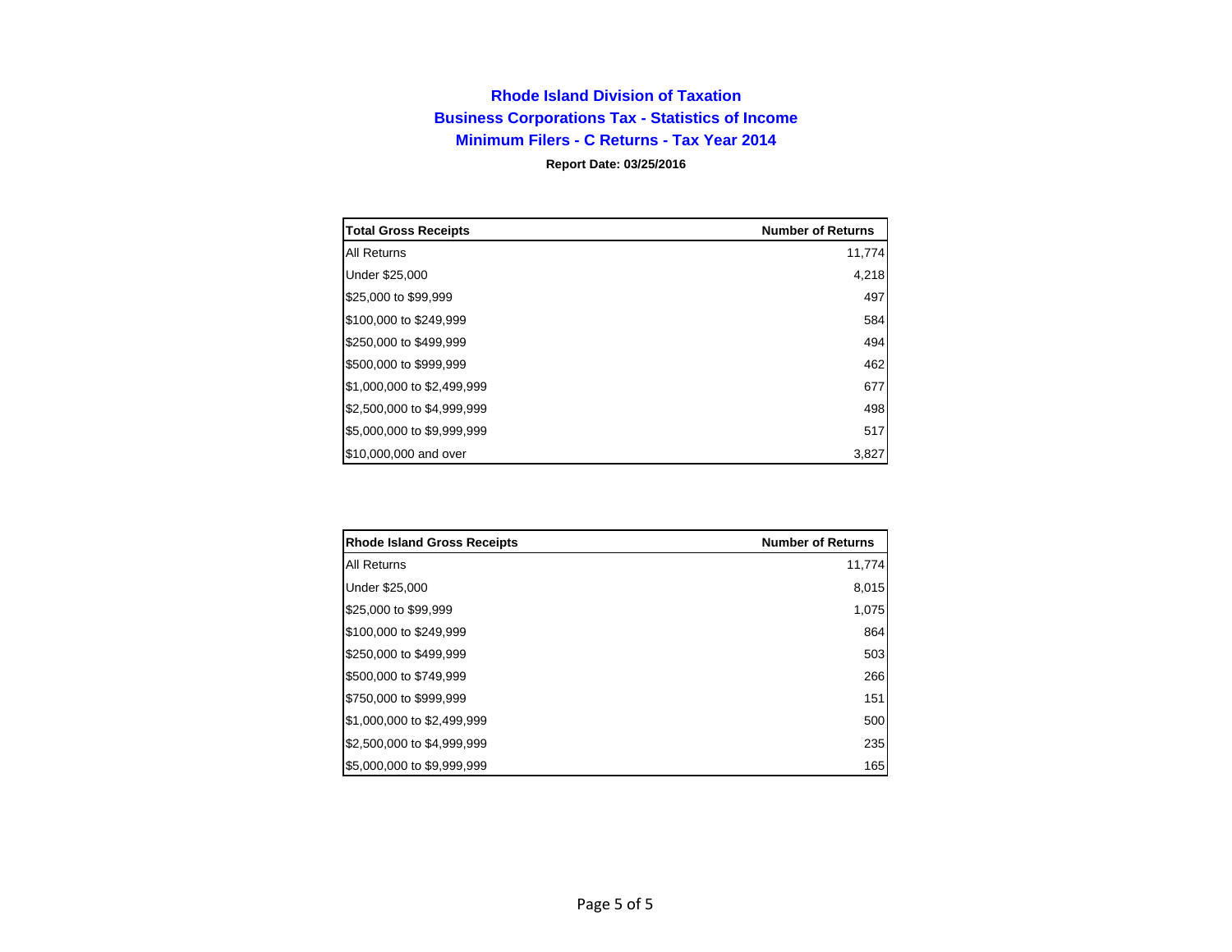# Rhode Island Division of Taxation

## Business Corporations Tax - Statistics of Income

## Minimum Filers - C Returns - Tax Year 2014

**Report Date: 03/25/2016**

| Total Gross Receipts | Number of Returns |
|---|---|
| All Returns | 11,774 |
| Under $25,000 | 4,218 |
| $25,000 to $99,999 | 497 |
| $100,000 to $249,999 | 584 |
| $250,000 to $499,999 | 494 |
| $500,000 to $999,999 | 462 |
| $1,000,000 to $2,499,999 | 677 |
| $2,500,000 to $4,999,999 | 498 |
| $5,000,000 to $9,999,999 | 517 |
| $10,000,000 and over | 3,827 |

| Rhode Island Gross Receipts | Number of Returns |
|---|---|
| All Returns | 11,774 |
| Under $25,000 | 8,015 |
| $25,000 to $99,999 | 1,075 |
| $100,000 to $249,999 | 864 |
| $250,000 to $499,999 | 503 |
| $500,000 to $749,999 | 266 |
| $750,000 to $999,999 | 151 |
| $1,000,000 to $2,499,999 | 500 |
| $2,500,000 to $4,999,999 | 235 |
| $5,000,000 to $9,999,999 | 165 |